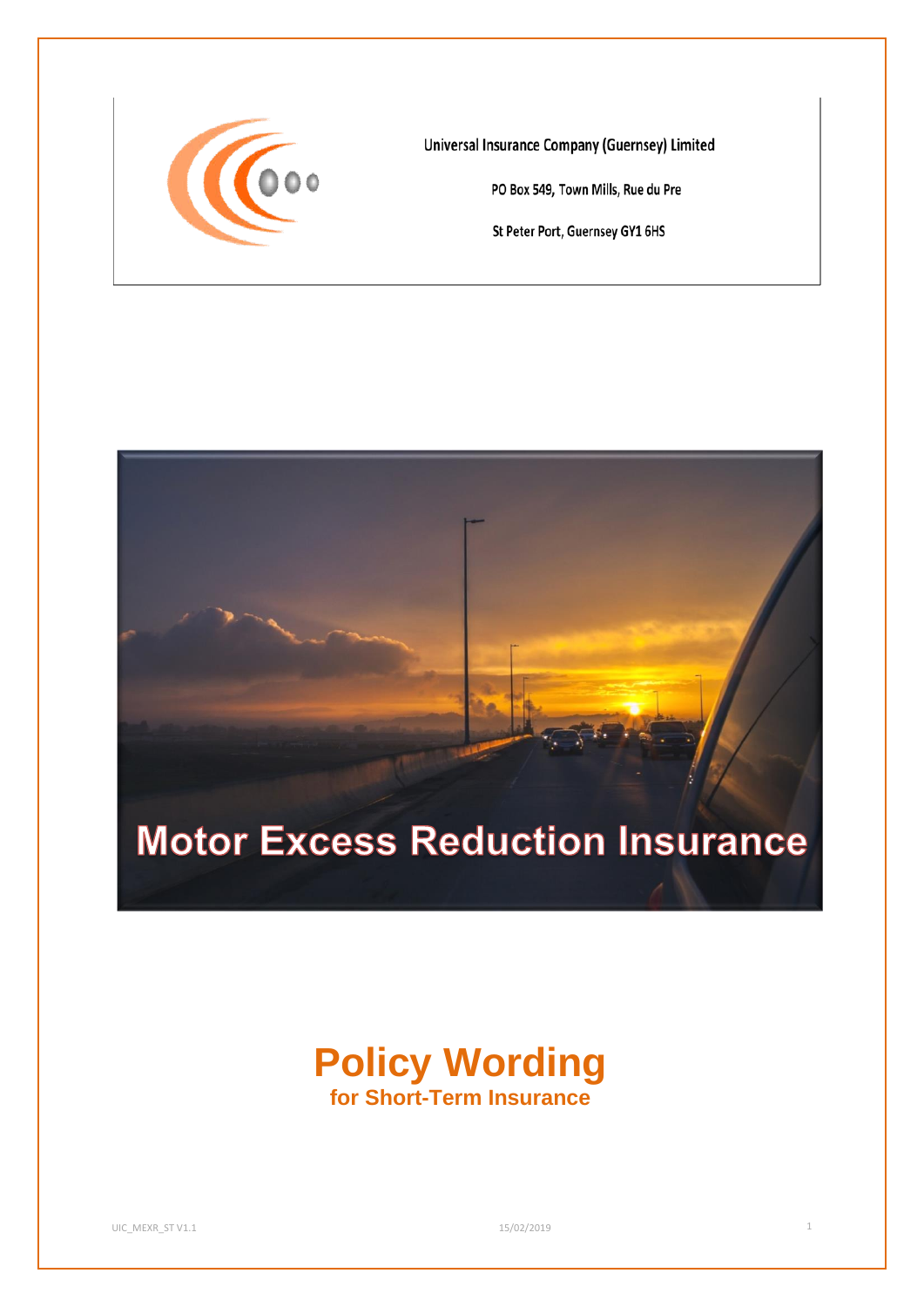Universal Insurance Company (Guernsey) Limited

PO Box 549, Town Mills, Rue du Pre

St Peter Port, Guernsey GY1 6HS

# Motor Excess Reduction Insurance

# Policy Wording

## for Short-Term Insurance

UIC_MEXR_ST V1.1 15/02/2019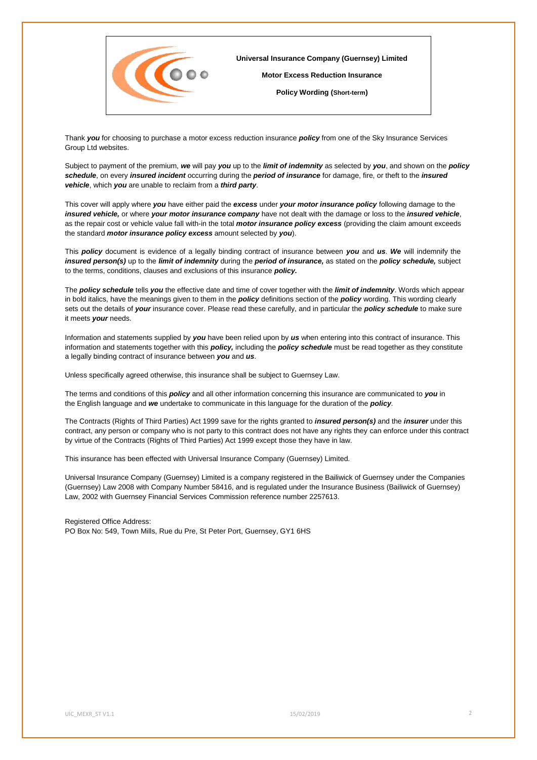**Universal Insurance Company (Guernsey) Limited**

**Motor Excess Reduction Insurance**

**Policy Wording (Short-term)**

Thank ***you*** for choosing to purchase a motor excess reduction insurance ***policy*** from one of the Sky Insurance Services Group Ltd websites.

Subject to payment of the premium, ***we*** will pay ***you*** up to the ***limit of indemnity*** as selected by ***you***, and shown on the ***policy schedule***, on every ***insured incident*** occurring during the ***period of insurance*** for damage, fire, or theft to the ***insured vehicle***, which ***you*** are unable to reclaim from a ***third party***.

This cover will apply where ***you*** have either paid the ***excess*** under ***your motor insurance policy*** following damage to the ***insured vehicle,*** or where ***your motor insurance company*** have not dealt with the damage or loss to the ***insured vehicle***, as the repair cost or vehicle value fall with-in the total ***motor insurance policy excess*** (providing the claim amount exceeds the standard ***motor insurance policy excess*** amount selected by ***you***).

This ***policy*** document is evidence of a legally binding contract of insurance between ***you*** and ***us***. ***We*** will indemnify the ***insured person(s)*** up to the ***limit of indemnity*** during the ***period of insurance,*** as stated on the ***policy schedule,*** subject to the terms, conditions, clauses and exclusions of this insurance ***policy.***

The ***policy schedule*** tells ***you*** the effective date and time of cover together with the ***limit of indemnity***. Words which appear in bold italics, have the meanings given to them in the ***policy*** definitions section of the ***policy*** wording. This wording clearly sets out the details of ***your*** insurance cover. Please read these carefully, and in particular the ***policy schedule*** to make sure it meets ***your*** needs.

Information and statements supplied by ***you*** have been relied upon by ***us*** when entering into this contract of insurance. This information and statements together with this ***policy,*** including the ***policy schedule*** must be read together as they constitute a legally binding contract of insurance between ***you*** and ***us***.

Unless specifically agreed otherwise, this insurance shall be subject to Guernsey Law.

The terms and conditions of this ***policy*** and all other information concerning this insurance are communicated to ***you*** in the English language and ***we*** undertake to communicate in this language for the duration of the ***policy***.

The Contracts (Rights of Third Parties) Act 1999 save for the rights granted to ***insured person(s)*** and the ***insurer*** under this contract, any person or company who is not party to this contract does not have any rights they can enforce under this contract by virtue of the Contracts (Rights of Third Parties) Act 1999 except those they have in law.

This insurance has been effected with Universal Insurance Company (Guernsey) Limited.

Universal Insurance Company (Guernsey) Limited is a company registered in the Bailiwick of Guernsey under the Companies (Guernsey) Law 2008 with Company Number 58416, and is regulated under the Insurance Business (Bailiwick of Guernsey) Law, 2002 with Guernsey Financial Services Commission reference number 2257613.

Registered Office Address:
PO Box No: 549, Town Mills, Rue du Pre, St Peter Port, Guernsey, GY1 6HS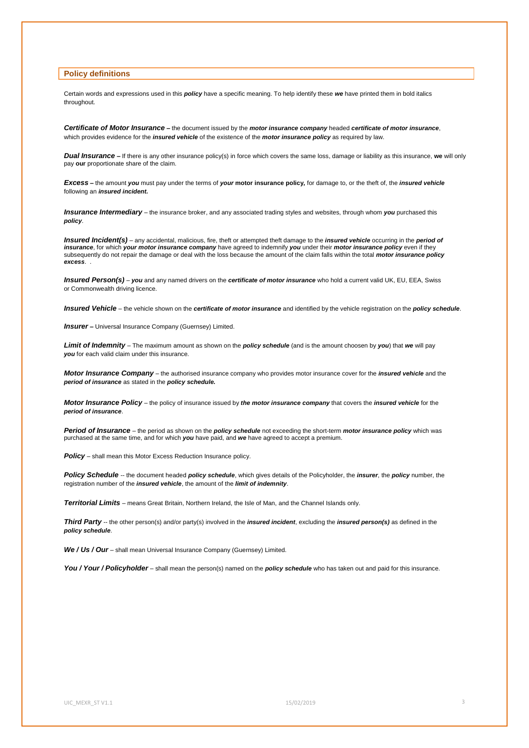## Policy definitions

Certain words and expressions used in this ***policy*** have a specific meaning. To help identify these ***we*** have printed them in bold italics throughout.

***Certificate of Motor Insurance*** **–** the document issued by the ***motor insurance company*** headed ***certificate of motor insurance***, which provides evidence for the ***insured vehicle*** of the existence of the ***motor insurance policy*** as required by law.

***Dual Insurance*** **–** If there is any other insurance policy(s) in force which covers the same loss, damage or liability as this insurance, **we** will only pay **our** proportionate share of the claim.

***Excess*** **–** the amount ***you*** must pay under the terms of ***your*** **motor insurance policy,** for damage to, or the theft of, the ***insured vehicle*** following an ***insured incident.***

***Insurance Intermediary*** – the insurance broker, and any associated trading styles and websites, through whom ***you*** purchased this ***policy***.

***Insured Incident(s)*** – any accidental, malicious, fire, theft or attempted theft damage to the ***insured vehicle*** occurring in the ***period of insurance***, for which ***your motor insurance company*** have agreed to indemnify ***you*** under their ***motor insurance policy*** even if they subsequently do not repair the damage or deal with the loss because the amount of the claim falls within the total ***motor insurance policy excess***. .

***Insured Person(s)*** – ***you*** and any named drivers on the ***certificate of motor insurance*** who hold a current valid UK, EU, EEA, Swiss or Commonwealth driving licence.

***Insured Vehicle*** – the vehicle shown on the ***certificate of motor insurance*** and identified by the vehicle registration on the ***policy schedule***.

***Insurer*** **–** Universal Insurance Company (Guernsey) Limited.

***Limit of Indemnity*** – The maximum amount as shown on the ***policy schedule*** (and is the amount choosen by ***you***) that ***we*** will pay ***you*** for each valid claim under this insurance.

***Motor Insurance Company*** – the authorised insurance company who provides motor insurance cover for the ***insured vehicle*** and the ***period of insurance*** as stated in the ***policy schedule.***

***Motor Insurance Policy*** – the policy of insurance issued by ***the motor insurance company*** that covers the ***insured vehicle*** for the ***period of insurance***.

***Period of Insurance*** – the period as shown on the ***policy schedule*** not exceeding the short-term ***motor insurance policy*** which was purchased at the same time, and for which ***you*** have paid, and ***we*** have agreed to accept a premium.

***Policy*** – shall mean this Motor Excess Reduction Insurance policy.

***Policy Schedule*** -- the document headed ***policy schedule***, which gives details of the Policyholder, the ***insurer***, the ***policy*** number, the registration number of the ***insured vehicle***, the amount of the ***limit of indemnity***.

***Territorial Limits*** – means Great Britain, Northern Ireland, the Isle of Man, and the Channel Islands only.

***Third Party*** -- the other person(s) and/or party(s) involved in the ***insured incident***, excluding the ***insured person(s)*** as defined in the ***policy schedule***.

***We / Us / Our*** – shall mean Universal Insurance Company (Guernsey) Limited.

***You / Your / Policyholder*** – shall mean the person(s) named on the ***policy schedule*** who has taken out and paid for this insurance.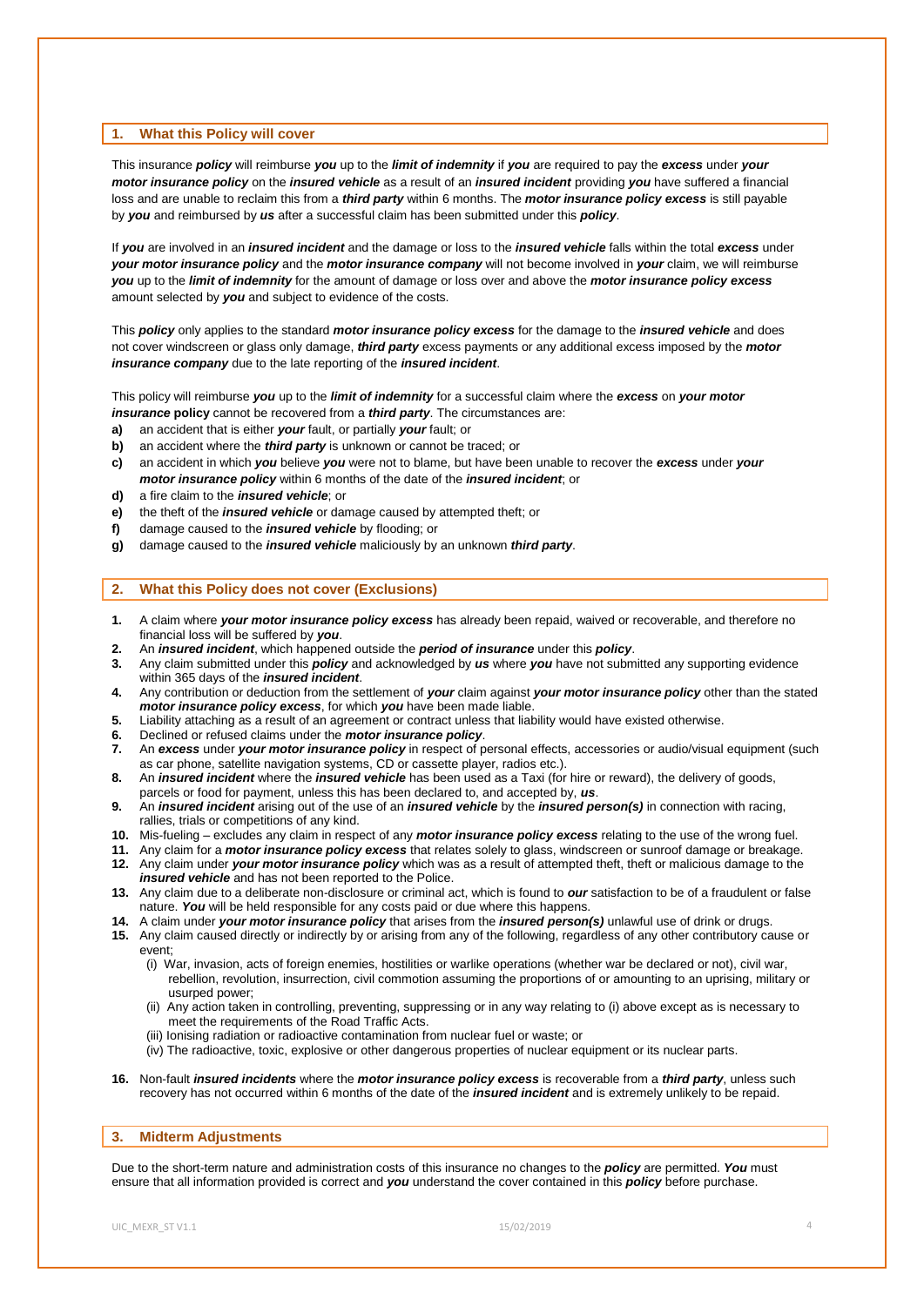## 1. What this Policy will cover

This insurance ***policy*** will reimburse ***you*** up to the ***limit of indemnity*** if ***you*** are required to pay the ***excess*** under ***your motor insurance policy*** on the ***insured vehicle*** as a result of an ***insured incident*** providing ***you*** have suffered a financial loss and are unable to reclaim this from a ***third party*** within 6 months. The ***motor insurance policy excess*** is still payable by ***you*** and reimbursed by ***us*** after a successful claim has been submitted under this ***policy***.

If ***you*** are involved in an ***insured incident*** and the damage or loss to the ***insured vehicle*** falls within the total ***excess*** under ***your motor insurance policy*** and the ***motor insurance company*** will not become involved in ***your*** claim, we will reimburse ***you*** up to the ***limit of indemnity*** for the amount of damage or loss over and above the ***motor insurance policy excess*** amount selected by ***you*** and subject to evidence of the costs.

This ***policy*** only applies to the standard ***motor insurance policy excess*** for the damage to the ***insured vehicle*** and does not cover windscreen or glass only damage, ***third party*** excess payments or any additional excess imposed by the ***motor insurance company*** due to the late reporting of the ***insured incident***.

This policy will reimburse ***you*** up to the ***limit of indemnity*** for a successful claim where the ***excess*** on ***your motor insurance*** **policy** cannot be recovered from a ***third party***. The circumstances are:

- **a)** an accident that is either ***your*** fault, or partially ***your*** fault; or
- **b)** an accident where the ***third party*** is unknown or cannot be traced; or
- **c)** an accident in which ***you*** believe ***you*** were not to blame, but have been unable to recover the ***excess*** under ***your motor insurance policy*** within 6 months of the date of the ***insured incident***; or
- **d)** a fire claim to the ***insured vehicle***; or
- **e)** the theft of the ***insured vehicle*** or damage caused by attempted theft; or
- **f)** damage caused to the ***insured vehicle*** by flooding; or
- **g)** damage caused to the ***insured vehicle*** maliciously by an unknown ***third party***.

## 2. What this Policy does not cover (Exclusions)

1. A claim where ***your motor insurance policy excess*** has already been repaid, waived or recoverable, and therefore no financial loss will be suffered by ***you***.
2. An ***insured incident***, which happened outside the ***period of insurance*** under this ***policy***.
3. Any claim submitted under this ***policy*** and acknowledged by ***us*** where ***you*** have not submitted any supporting evidence within 365 days of the ***insured incident***.
4. Any contribution or deduction from the settlement of ***your*** claim against ***your motor insurance policy*** other than the stated ***motor insurance policy excess***, for which ***you*** have been made liable.
5. Liability attaching as a result of an agreement or contract unless that liability would have existed otherwise.
6. Declined or refused claims under the ***motor insurance policy***.
7. An ***excess*** under ***your motor insurance policy*** in respect of personal effects, accessories or audio/visual equipment (such as car phone, satellite navigation systems, CD or cassette player, radios etc.).
8. An ***insured incident*** where the ***insured vehicle*** has been used as a Taxi (for hire or reward), the delivery of goods, parcels or food for payment, unless this has been declared to, and accepted by, ***us***.
9. An ***insured incident*** arising out of the use of an ***insured vehicle*** by the ***insured person(s)*** in connection with racing, rallies, trials or competitions of any kind.
10. Mis-fueling – excludes any claim in respect of any ***motor insurance policy excess*** relating to the use of the wrong fuel.
11. Any claim for a ***motor insurance policy excess*** that relates solely to glass, windscreen or sunroof damage or breakage.
12. Any claim under ***your motor insurance policy*** which was as a result of attempted theft, theft or malicious damage to the ***insured vehicle*** and has not been reported to the Police.
13. Any claim due to a deliberate non-disclosure or criminal act, which is found to ***our*** satisfaction to be of a fraudulent or false nature. ***You*** will be held responsible for any costs paid or due where this happens.
14. A claim under ***your motor insurance policy*** that arises from the ***insured person(s)*** unlawful use of drink or drugs.
15. Any claim caused directly or indirectly by or arising from any of the following, regardless of any other contributory cause or event;
    - (i) War, invasion, acts of foreign enemies, hostilities or warlike operations (whether war be declared or not), civil war, rebellion, revolution, insurrection, civil commotion assuming the proportions of or amounting to an uprising, military or usurped power;
    - (ii) Any action taken in controlling, preventing, suppressing or in any way relating to (i) above except as is necessary to meet the requirements of the Road Traffic Acts.
    - (iii) Ionising radiation or radioactive contamination from nuclear fuel or waste; or
    - (iv) The radioactive, toxic, explosive or other dangerous properties of nuclear equipment or its nuclear parts.
16. Non-fault ***insured incidents*** where the ***motor insurance policy excess*** is recoverable from a ***third party***, unless such recovery has not occurred within 6 months of the date of the ***insured incident*** and is extremely unlikely to be repaid.

## 3. Midterm Adjustments

Due to the short-term nature and administration costs of this insurance no changes to the ***policy*** are permitted. ***You*** must ensure that all information provided is correct and ***you*** understand the cover contained in this ***policy*** before purchase.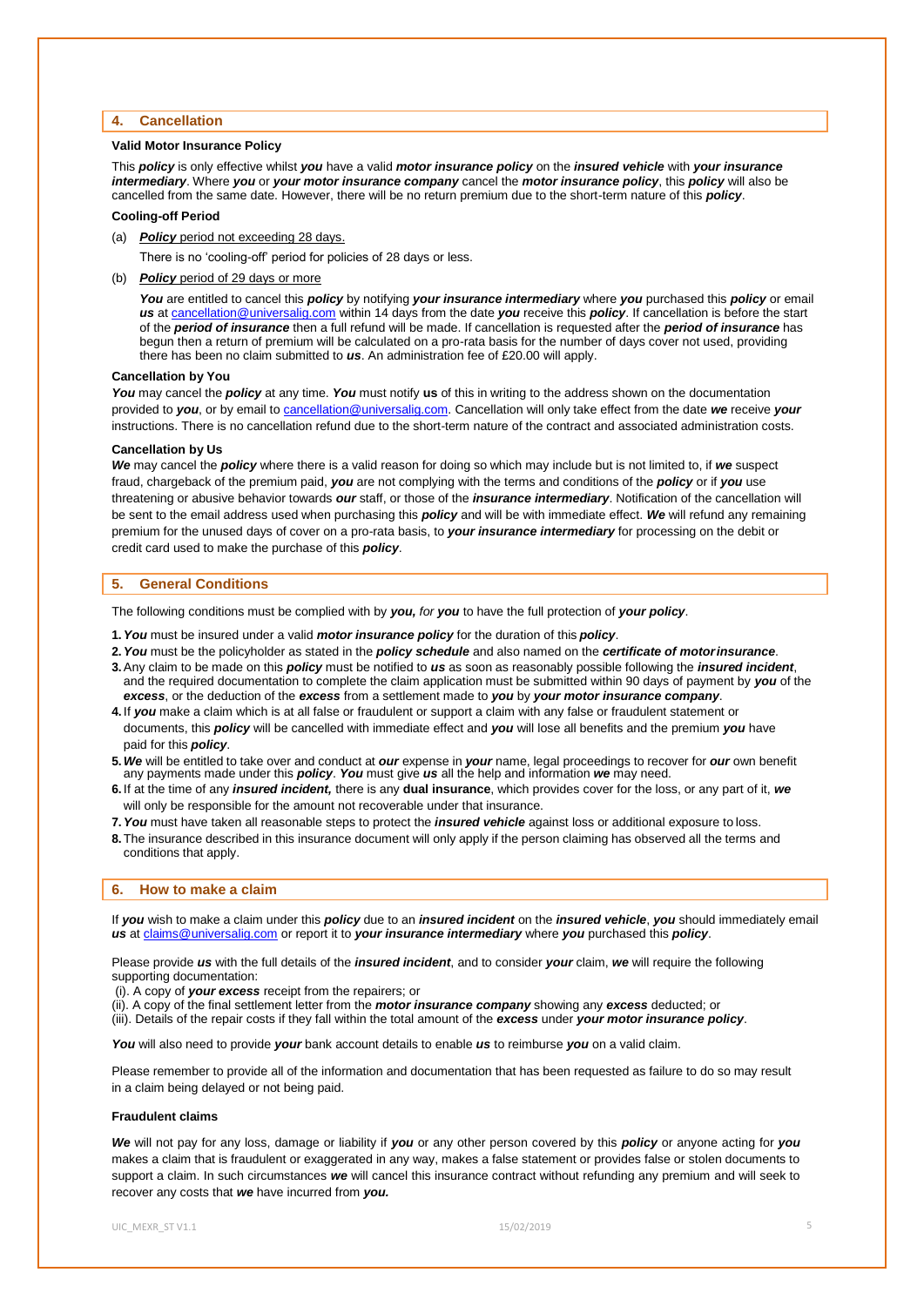## 4. Cancellation

**Valid Motor Insurance Policy**

This ***policy*** is only effective whilst ***you*** have a valid ***motor insurance policy*** on the ***insured vehicle*** with ***your insurance intermediary***. Where ***you*** or ***your motor insurance company*** cancel the ***motor insurance policy***, this ***policy*** will also be cancelled from the same date. However, there will be no return premium due to the short-term nature of this ***policy***.

**Cooling-off Period**

(a) ***Policy*** period not exceeding 28 days.

There is no 'cooling-off' period for policies of 28 days or less.

(b) ***Policy*** period of 29 days or more

***You*** are entitled to cancel this ***policy*** by notifying ***your insurance intermediary*** where ***you*** purchased this ***policy*** or email ***us*** at cancellation@universalig.com within 14 days from the date ***you*** receive this ***policy***. If cancellation is before the start of the ***period of insurance*** then a full refund will be made. If cancellation is requested after the ***period of insurance*** has begun then a return of premium will be calculated on a pro-rata basis for the number of days cover not used, providing there has been no claim submitted to ***us***. An administration fee of £20.00 will apply.

**Cancellation by You**

***You*** may cancel the ***policy*** at any time. ***You*** must notify **us** of this in writing to the address shown on the documentation provided to ***you***, or by email to cancellation@universalig.com. Cancellation will only take effect from the date ***we*** receive ***your*** instructions. There is no cancellation refund due to the short-term nature of the contract and associated administration costs.

**Cancellation by Us**

***We*** may cancel the ***policy*** where there is a valid reason for doing so which may include but is not limited to, if ***we*** suspect fraud, chargeback of the premium paid, ***you*** are not complying with the terms and conditions of the ***policy*** or if ***you*** use threatening or abusive behavior towards ***our*** staff, or those of the ***insurance intermediary***. Notification of the cancellation will be sent to the email address used when purchasing this ***policy*** and will be with immediate effect. ***We*** will refund any remaining premium for the unused days of cover on a pro-rata basis, to ***your insurance intermediary*** for processing on the debit or credit card used to make the purchase of this ***policy***.

## 5. General Conditions

The following conditions must be complied with by ***you,*** *for* ***you*** to have the full protection of ***your policy***.

1. ***You*** must be insured under a valid ***motor insurance policy*** for the duration of this ***policy***.
2. ***You*** must be the policyholder as stated in the ***policy schedule*** and also named on the ***certificate of motor insurance***.
3. Any claim to be made on this ***policy*** must be notified to ***us*** as soon as reasonably possible following the ***insured incident***, and the required documentation to complete the claim application must be submitted within 90 days of payment by ***you*** of the ***excess***, or the deduction of the ***excess*** from a settlement made to ***you*** by ***your motor insurance company***.
4. If ***you*** make a claim which is at all false or fraudulent or support a claim with any false or fraudulent statement or documents, this ***policy*** will be cancelled with immediate effect and ***you*** will lose all benefits and the premium ***you*** have paid for this ***policy***.
5. ***We*** will be entitled to take over and conduct at ***our*** expense in ***your*** name, legal proceedings to recover for ***our*** own benefit any payments made under this ***policy***. ***You*** must give ***us*** all the help and information ***we*** may need.
6. If at the time of any ***insured incident,*** there is any **dual insurance**, which provides cover for the loss, or any part of it, ***we*** will only be responsible for the amount not recoverable under that insurance.
7. ***You*** must have taken all reasonable steps to protect the ***insured vehicle*** against loss or additional exposure to loss.
8. The insurance described in this insurance document will only apply if the person claiming has observed all the terms and conditions that apply.

## 6. How to make a claim

If ***you*** wish to make a claim under this ***policy*** due to an ***insured incident*** on the ***insured vehicle***, ***you*** should immediately email ***us*** at claims@universalig.com or report it to ***your insurance intermediary*** where ***you*** purchased this ***policy***.

Please provide ***us*** with the full details of the ***insured incident***, and to consider ***your*** claim, ***we*** will require the following supporting documentation:

(i). A copy of ***your excess*** receipt from the repairers; or
(ii). A copy of the final settlement letter from the ***motor insurance company*** showing any ***excess*** deducted; or
(iii). Details of the repair costs if they fall within the total amount of the ***excess*** under ***your motor insurance policy***.

***You*** will also need to provide ***your*** bank account details to enable ***us*** to reimburse ***you*** on a valid claim.

Please remember to provide all of the information and documentation that has been requested as failure to do so may result in a claim being delayed or not being paid.

**Fraudulent claims**

***We*** will not pay for any loss, damage or liability if ***you*** or any other person covered by this ***policy*** or anyone acting for ***you*** makes a claim that is fraudulent or exaggerated in any way, makes a false statement or provides false or stolen documents to support a claim. In such circumstances ***we*** will cancel this insurance contract without refunding any premium and will seek to recover any costs that ***we*** have incurred from ***you.***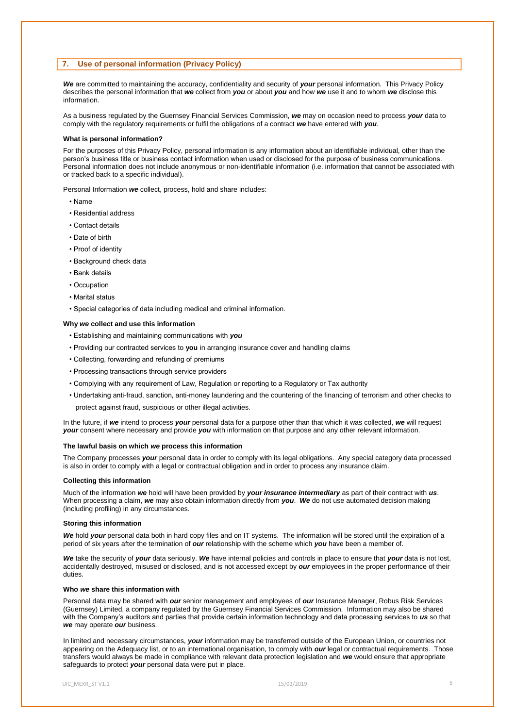## 7. Use of personal information (Privacy Policy)

***We*** are committed to maintaining the accuracy, confidentiality and security of ***your*** personal information. This Privacy Policy describes the personal information that ***we*** collect from ***you*** or about ***you*** and how ***we*** use it and to whom ***we*** disclose this information.

As a business regulated by the Guernsey Financial Services Commission, ***we*** may on occasion need to process ***your*** data to comply with the regulatory requirements or fulfil the obligations of a contract ***we*** have entered with ***you***.

### What is personal information?

For the purposes of this Privacy Policy, personal information is any information about an identifiable individual, other than the person's business title or business contact information when used or disclosed for the purpose of business communications. Personal information does not include anonymous or non-identifiable information (i.e. information that cannot be associated with or tracked back to a specific individual).

Personal Information ***we*** collect, process, hold and share includes:

- Name
- Residential address
- Contact details
- Date of birth
- Proof of identity
- Background check data
- Bank details
- Occupation
- Marital status
- Special categories of data including medical and criminal information.

### Why *we* collect and use this information

- Establishing and maintaining communications with ***you***
- Providing our contracted services to **you** in arranging insurance cover and handling claims
- Collecting, forwarding and refunding of premiums
- Processing transactions through service providers
- Complying with any requirement of Law, Regulation or reporting to a Regulatory or Tax authority
- Undertaking anti-fraud, sanction, anti-money laundering and the countering of the financing of terrorism and other checks to protect against fraud, suspicious or other illegal activities.

In the future, if ***we*** intend to process ***your*** personal data for a purpose other than that which it was collected, ***we*** will request ***your*** consent where necessary and provide ***you*** with information on that purpose and any other relevant information.

### The lawful basis on which *we* process this information

The Company processes ***your*** personal data in order to comply with its legal obligations. Any special category data processed is also in order to comply with a legal or contractual obligation and in order to process any insurance claim.

### Collecting this information

Much of the information ***we*** hold will have been provided by ***your insurance intermediary*** as part of their contract with ***us***. When processing a claim, ***we*** may also obtain information directly from ***you***. ***We*** do not use automated decision making (including profiling) in any circumstances.

### Storing this information

***We*** hold ***your*** personal data both in hard copy files and on IT systems. The information will be stored until the expiration of a period of six years after the termination of ***our*** relationship with the scheme which ***you*** have been a member of.

***We*** take the security of ***your*** data seriously. ***We*** have internal policies and controls in place to ensure that ***your*** data is not lost, accidentally destroyed, misused or disclosed, and is not accessed except by ***our*** employees in the proper performance of their duties.

### Who *we* share this information with

Personal data may be shared with ***our*** senior management and employees of ***our*** Insurance Manager, Robus Risk Services (Guernsey) Limited, a company regulated by the Guernsey Financial Services Commission. Information may also be shared with the Company's auditors and parties that provide certain information technology and data processing services to ***us*** so that ***we*** may operate ***our*** business.

In limited and necessary circumstances, ***your*** information may be transferred outside of the European Union, or countries not appearing on the Adequacy list, or to an international organisation, to comply with ***our*** legal or contractual requirements. Those transfers would always be made in compliance with relevant data protection legislation and ***we*** would ensure that appropriate safeguards to protect ***your*** personal data were put in place.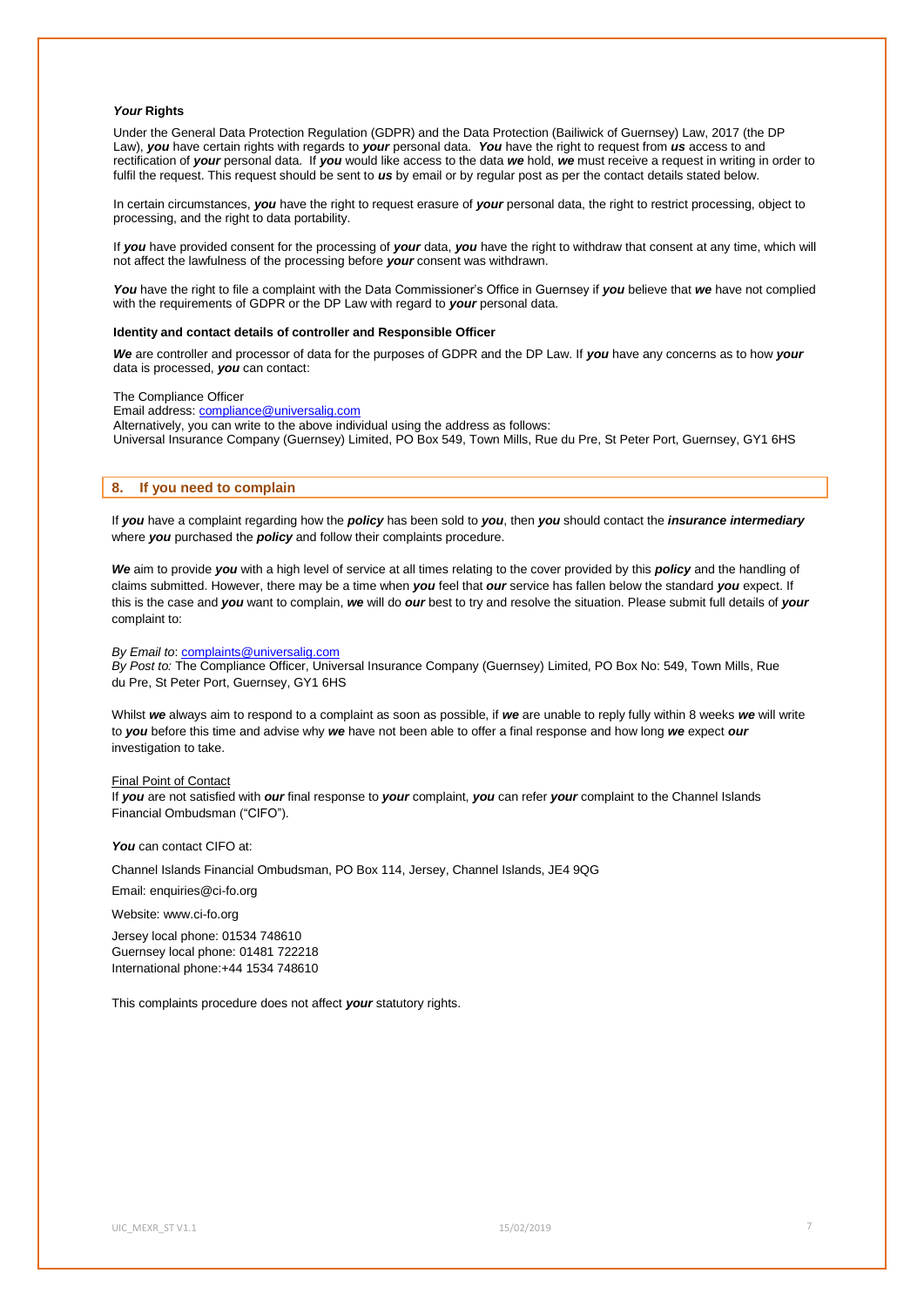***Your* Rights**

Under the General Data Protection Regulation (GDPR) and the Data Protection (Bailiwick of Guernsey) Law, 2017 (the DP Law), ***you*** have certain rights with regards to ***your*** personal data. ***You*** have the right to request from ***us*** access to and rectification of ***your*** personal data. If ***you*** would like access to the data ***we*** hold, ***we*** must receive a request in writing in order to fulfil the request. This request should be sent to ***us*** by email or by regular post as per the contact details stated below.

In certain circumstances, ***you*** have the right to request erasure of ***your*** personal data, the right to restrict processing, object to processing, and the right to data portability.

If ***you*** have provided consent for the processing of ***your*** data, ***you*** have the right to withdraw that consent at any time, which will not affect the lawfulness of the processing before ***your*** consent was withdrawn.

***You*** have the right to file a complaint with the Data Commissioner's Office in Guernsey if ***you*** believe that ***we*** have not complied with the requirements of GDPR or the DP Law with regard to ***your*** personal data.

**Identity and contact details of controller and Responsible Officer**

***We*** are controller and processor of data for the purposes of GDPR and the DP Law. If ***you*** have any concerns as to how ***your*** data is processed, ***you*** can contact:

The Compliance Officer
Email address: compliance@universalig.com
Alternatively, you can write to the above individual using the address as follows:
Universal Insurance Company (Guernsey) Limited, PO Box 549, Town Mills, Rue du Pre, St Peter Port, Guernsey, GY1 6HS

## 8. If you need to complain

If ***you*** have a complaint regarding how the ***policy*** has been sold to ***you***, then ***you*** should contact the ***insurance intermediary*** where ***you*** purchased the ***policy*** and follow their complaints procedure.

***We*** aim to provide ***you*** with a high level of service at all times relating to the cover provided by this ***policy*** and the handling of claims submitted. However, there may be a time when ***you*** feel that ***our*** service has fallen below the standard ***you*** expect. If this is the case and ***you*** want to complain, ***we*** will do ***our*** best to try and resolve the situation. Please submit full details of ***your*** complaint to:

*By Email to*: complaints@universalig.com
*By Post to:* The Compliance Officer, Universal Insurance Company (Guernsey) Limited, PO Box No: 549, Town Mills, Rue du Pre, St Peter Port, Guernsey, GY1 6HS

Whilst ***we*** always aim to respond to a complaint as soon as possible, if ***we*** are unable to reply fully within 8 weeks ***we*** will write to ***you*** before this time and advise why ***we*** have not been able to offer a final response and how long ***we*** expect ***our*** investigation to take.

Final Point of Contact
If ***you*** are not satisfied with ***our*** final response to ***your*** complaint, ***you*** can refer ***your*** complaint to the Channel Islands Financial Ombudsman ("CIFO").

***You*** can contact CIFO at:

Channel Islands Financial Ombudsman, PO Box 114, Jersey, Channel Islands, JE4 9QG

Email: enquiries@ci-fo.org

Website: www.ci-fo.org

Jersey local phone: 01534 748610
Guernsey local phone: 01481 722218
International phone:+44 1534 748610

This complaints procedure does not affect ***your*** statutory rights.